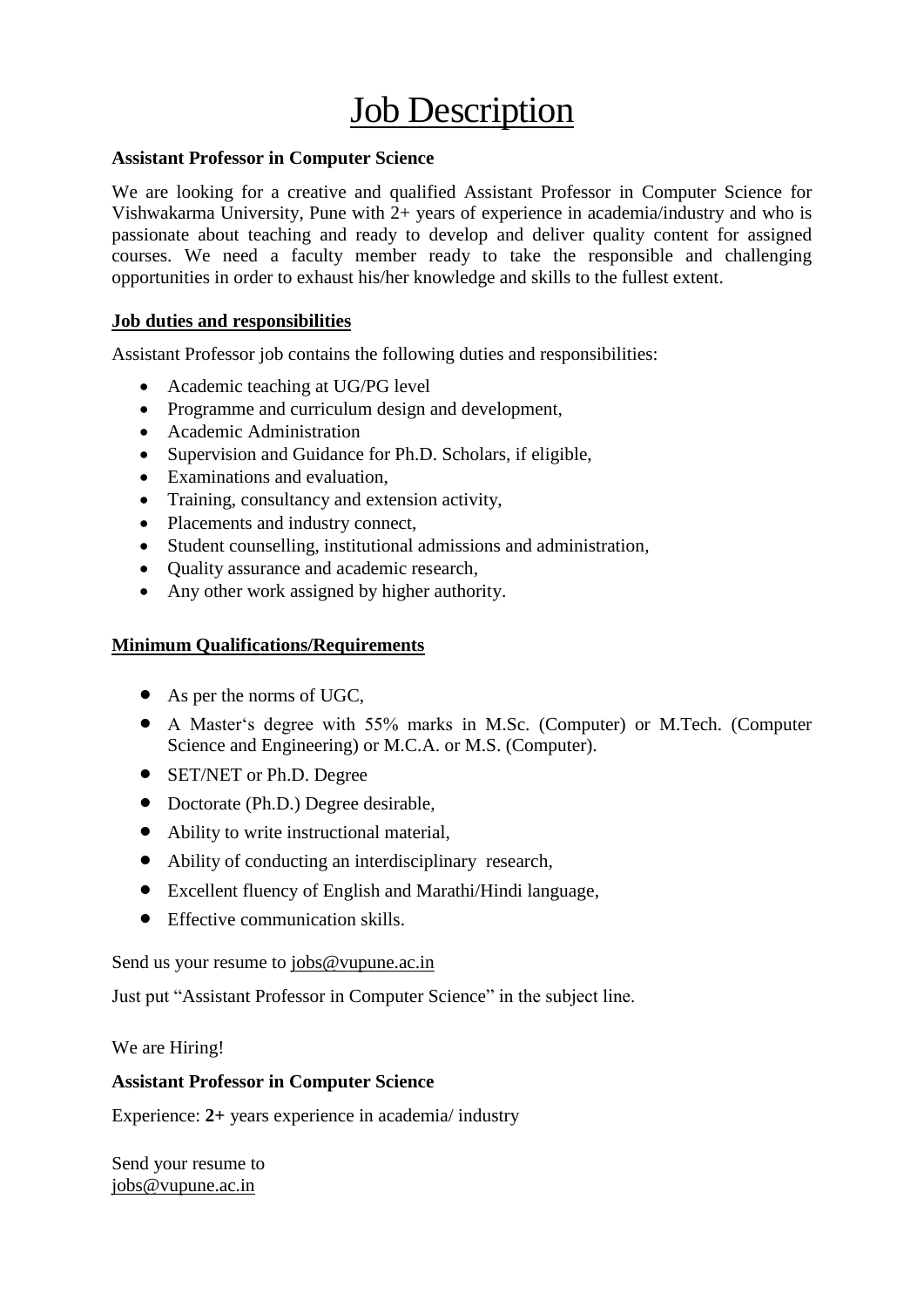# Job Description

**Assistant Professor in Computer Science**

We are looking for a creative and qualified Assistant Professor in Computer Science for Vishwakarma University, Pune with 2+ years of experience in academia/industry and who is passionate about teaching and ready to develop and deliver quality content for assigned courses. We need a faculty member ready to take the responsible and challenging opportunities in order to exhaust his/her knowledge and skills to the fullest extent.

## Job duties and responsibilities

Assistant Professor job contains the following duties and responsibilities:

- Academic teaching at UG/PG level
- Programme and curriculum design and development,
- Academic Administration
- Supervision and Guidance for Ph.D. Scholars, if eligible,
- Examinations and evaluation,
- Training, consultancy and extension activity,
- Placements and industry connect,
- Student counselling, institutional admissions and administration,
- Quality assurance and academic research,
- Any other work assigned by higher authority.

## Minimum Qualifications/Requirements

- As per the norms of UGC,
- A Master's degree with 55% marks in M.Sc. (Computer) or M.Tech. (Computer Science and Engineering) or M.C.A. or M.S. (Computer).
- SET/NET or Ph.D. Degree
- Doctorate (Ph.D.) Degree desirable,
- Ability to write instructional material,
- Ability of conducting an interdisciplinary research,
- Excellent fluency of English and Marathi/Hindi language,
- Effective communication skills.

Send us your resume to jobs@vupune.ac.in

Just put "Assistant Professor in Computer Science" in the subject line.

We are Hiring!

**Assistant Professor in Computer Science**

Experience: **2+** years experience in academia/ industry

Send your resume to
jobs@vupune.ac.in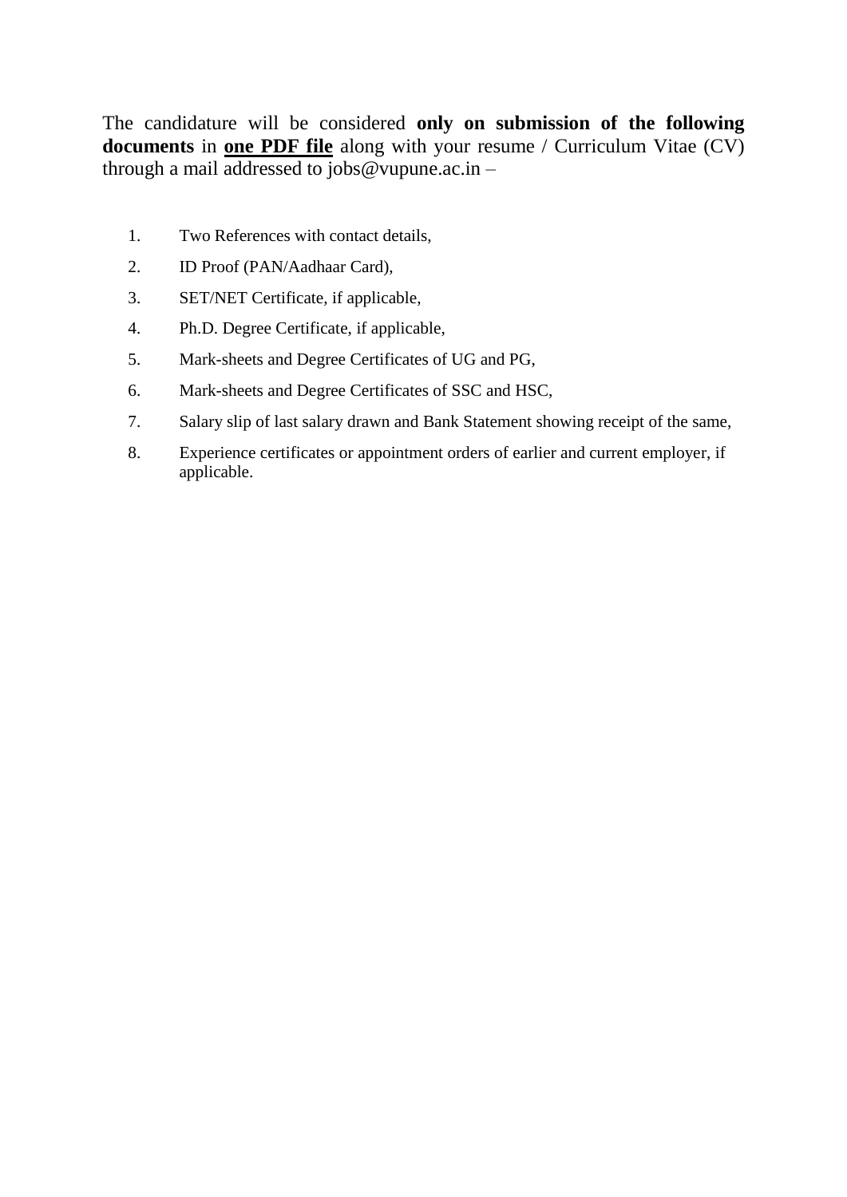The candidature will be considered **only on submission of the following documents** in **<u>one PDF file</u>** along with your resume / Curriculum Vitae (CV) through a mail addressed to jobs@vupune.ac.in –

1. Two References with contact details,
2. ID Proof (PAN/Aadhaar Card),
3. SET/NET Certificate, if applicable,
4. Ph.D. Degree Certificate, if applicable,
5. Mark-sheets and Degree Certificates of UG and PG,
6. Mark-sheets and Degree Certificates of SSC and HSC,
7. Salary slip of last salary drawn and Bank Statement showing receipt of the same,
8. Experience certificates or appointment orders of earlier and current employer, if applicable.